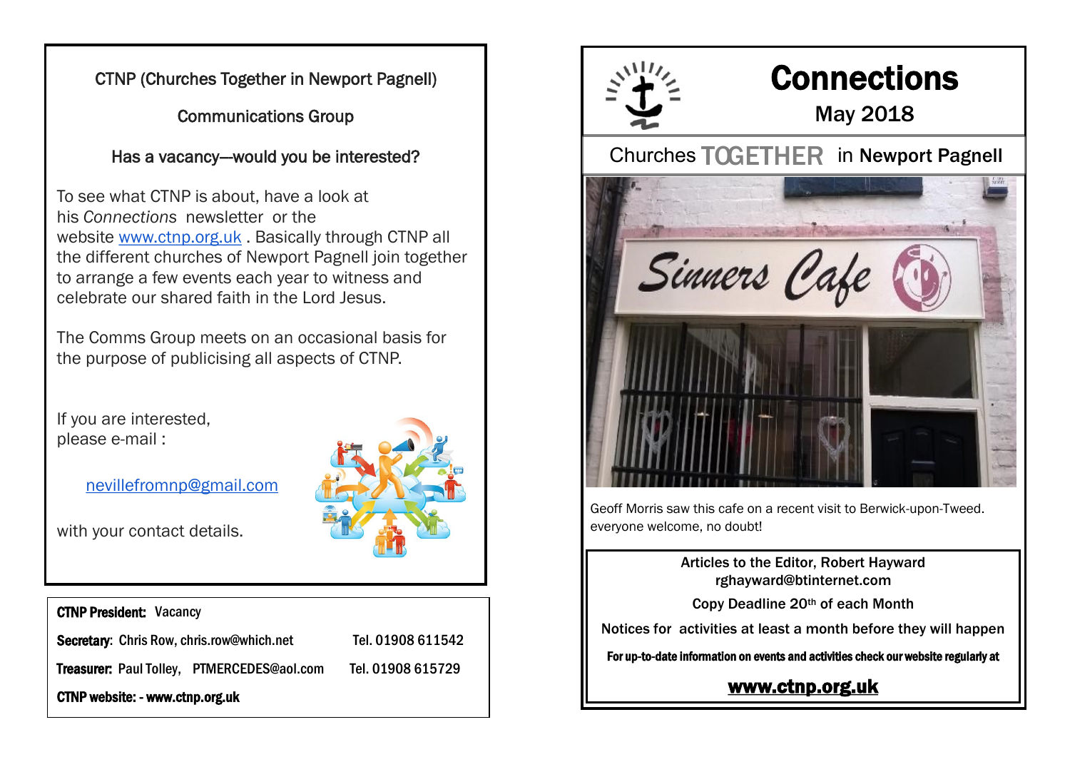CTNP (Churches Together in Newport Pagnell)

Communications Group

Has a vacancy—would you be interested?

To see what CTNP is about, have a look at his *Connections* newsletter or the website www.ctnp.org.uk . Basically through CTNP all the different churches of Newport Pagnell join together to arrange a few events each year to witness and celebrate our shared faith in the Lord Jesus.

The Comms Group meets on an occasional basis for the purpose of publicising all aspects of CTNP.

If you are interested, please e-mail :

nevillefromnp@gmail.com

with your contact details.

**CTNP President:** Vacancy

**Secretary:** Chris Row, chris.row@which.net Tel. 01908 611542

**Treasurer:** Paul Tolley, PTMERCEDES@aol.com Tel. 01908 615729

**CTNP website: - www.ctnp.org.uk**

# Connections

## May 2018

Churches TOGETHER in **Newport Pagnell**

Geoff Morris saw this cafe on a recent visit to Berwick-upon-Tweed. everyone welcome, no doubt!

**Articles to the Editor, Robert Hayward**
**rghayward@btinternet.com**

**Copy Deadline 20th of each Month**

**Notices for activities at least a month before they will happen**

**For up-to-date information on events and activities check our website regularly at**

**www.ctnp.org.uk**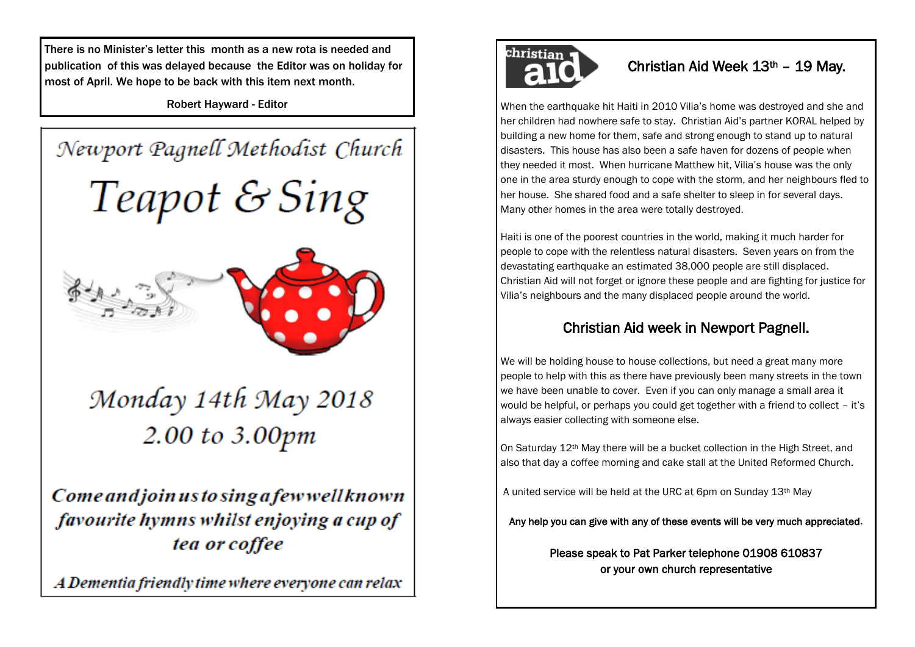There is no Minister's letter this month as a new rota is needed and publication of this was delayed because the Editor was on holiday for most of April. We hope to be back with this item next month.

Robert Hayward - Editor

# Newport Pagnell Methodist Church

# Teapot & Sing

## Monday 14th May 2018
## 2.00 to 3.00pm

***Come and join us to sing a few well known favourite hymns whilst enjoying a cup of tea or coffee***

***A Dementia friendly time where everyone can relax***

## Christian Aid Week 13th – 19 May.

When the earthquake hit Haiti in 2010 Vilia's home was destroyed and she and her children had nowhere safe to stay. Christian Aid's partner KORAL helped by building a new home for them, safe and strong enough to stand up to natural disasters. This house has also been a safe haven for dozens of people when they needed it most. When hurricane Matthew hit, Vilia's house was the only one in the area sturdy enough to cope with the storm, and her neighbours fled to her house. She shared food and a safe shelter to sleep in for several days. Many other homes in the area were totally destroyed.

Haiti is one of the poorest countries in the world, making it much harder for people to cope with the relentless natural disasters. Seven years on from the devastating earthquake an estimated 38,000 people are still displaced. Christian Aid will not forget or ignore these people and are fighting for justice for Vilia's neighbours and the many displaced people around the world.

## Christian Aid week in Newport Pagnell.

We will be holding house to house collections, but need a great many more people to help with this as there have previously been many streets in the town we have been unable to cover. Even if you can only manage a small area it would be helpful, or perhaps you could get together with a friend to collect – it's always easier collecting with someone else.

On Saturday 12th May there will be a bucket collection in the High Street, and also that day a coffee morning and cake stall at the United Reformed Church.

A united service will be held at the URC at 6pm on Sunday 13th May

Any help you can give with any of these events will be very much appreciated.

Please speak to Pat Parker telephone 01908 610837
or your own church representative